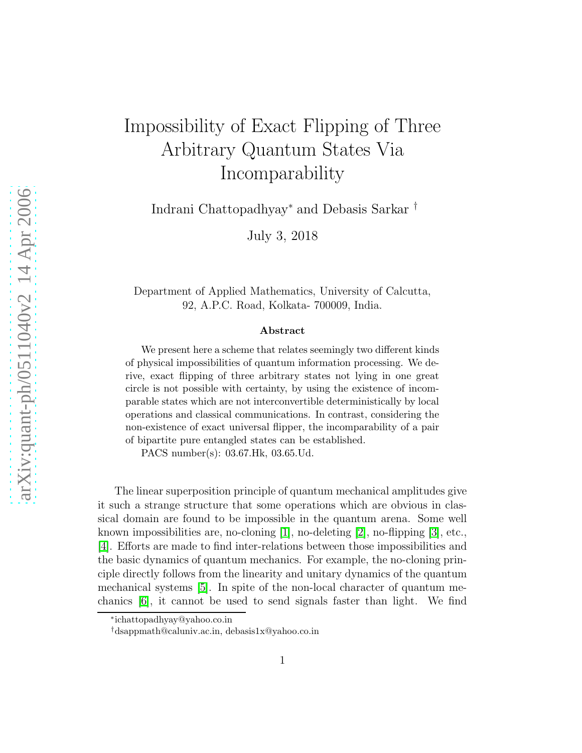# Impossibility of Exact Flipping of Three Arbitrary Quantum States Via Incomparability

Indrani Chattopadhyay* and Debasis Sarkar †

July 3, 2018

Department of Applied Mathematics, University of Calcutta, 92, A.P.C. Road, Kolkata- 700009, India.

### Abstract

We present here a scheme that relates seemingly two different kinds of physical impossibilities of quantum information processing. We derive, exact flipping of three arbitrary states not lying in one great circle is not possible with certainty, by using the existence of incomparable states which are not interconvertible deterministically by local operations and classical communications. In contrast, considering the non-existence of exact universal flipper, the incomparability of a pair of bipartite pure entangled states can be established.

PACS number(s): 03.67.Hk, 03.65.Ud.

The linear superposition principle of quantum mechanical amplitudes give it such a strange structure that some operations which are obvious in classical domain are found to be impossible in the quantum arena. Some well known impossibilities are, no-cloning [1], no-deleting [2], no-flipping [3], etc., [4]. Efforts are made to find inter-relations between those impossibilities and the basic dynamics of quantum mechanics. For example, the no-cloning principle directly follows from the linearity and unitary dynamics of the quantum mechanical systems [5]. In spite of the non-local character of quantum mechanics [6], it cannot be used to send signals faster than light. We find

---

*ichattopadhyay@yahoo.co.in

†dsappmath@caluniv.ac.in, debasis1x@yahoo.co.in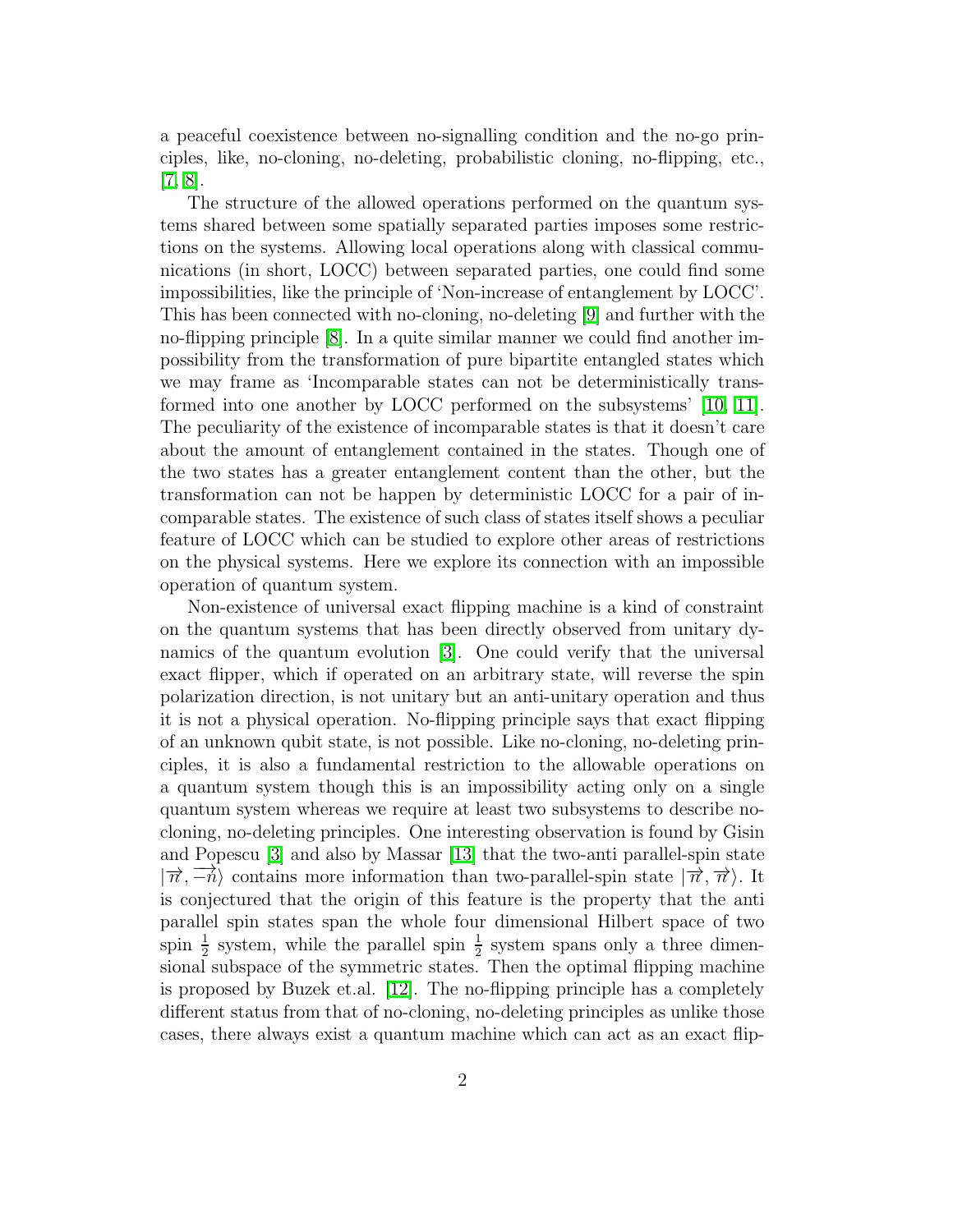a peaceful coexistence between no-signalling condition and the no-go principles, like, no-cloning, no-deleting, probabilistic cloning, no-flipping, etc., [7, 8].

The structure of the allowed operations performed on the quantum systems shared between some spatially separated parties imposes some restrictions on the systems. Allowing local operations along with classical communications (in short, LOCC) between separated parties, one could find some impossibilities, like the principle of 'Non-increase of entanglement by LOCC'. This has been connected with no-cloning, no-deleting [9] and further with the no-flipping principle [8]. In a quite similar manner we could find another impossibility from the transformation of pure bipartite entangled states which we may frame as 'Incomparable states can not be deterministically transformed into one another by LOCC performed on the subsystems' [10, 11]. The peculiarity of the existence of incomparable states is that it doesn't care about the amount of entanglement contained in the states. Though one of the two states has a greater entanglement content than the other, but the transformation can not be happen by deterministic LOCC for a pair of incomparable states. The existence of such class of states itself shows a peculiar feature of LOCC which can be studied to explore other areas of restrictions on the physical systems. Here we explore its connection with an impossible operation of quantum system.

Non-existence of universal exact flipping machine is a kind of constraint on the quantum systems that has been directly observed from unitary dynamics of the quantum evolution [3]. One could verify that the universal exact flipper, which if operated on an arbitrary state, will reverse the spin polarization direction, is not unitary but an anti-unitary operation and thus it is not a physical operation. No-flipping principle says that exact flipping of an unknown qubit state, is not possible. Like no-cloning, no-deleting principles, it is also a fundamental restriction to the allowable operations on a quantum system though this is an impossibility acting only on a single quantum system whereas we require at least two subsystems to describe no-cloning, no-deleting principles. One interesting observation is found by Gisin and Popescu [3] and also by Massar [13] that the two-anti parallel-spin state $|\overrightarrow{n}, \overrightarrow{-n}\rangle$ contains more information than two-parallel-spin state $|\overrightarrow{n}, \overrightarrow{n}\rangle$. It is conjectured that the origin of this feature is the property that the anti parallel spin states span the whole four dimensional Hilbert space of two spin $\frac{1}{2}$ system, while the parallel spin $\frac{1}{2}$ system spans only a three dimensional subspace of the symmetric states. Then the optimal flipping machine is proposed by Buzek et.al. [12]. The no-flipping principle has a completely different status from that of no-cloning, no-deleting principles as unlike those cases, there always exist a quantum machine which can act as an exact flip-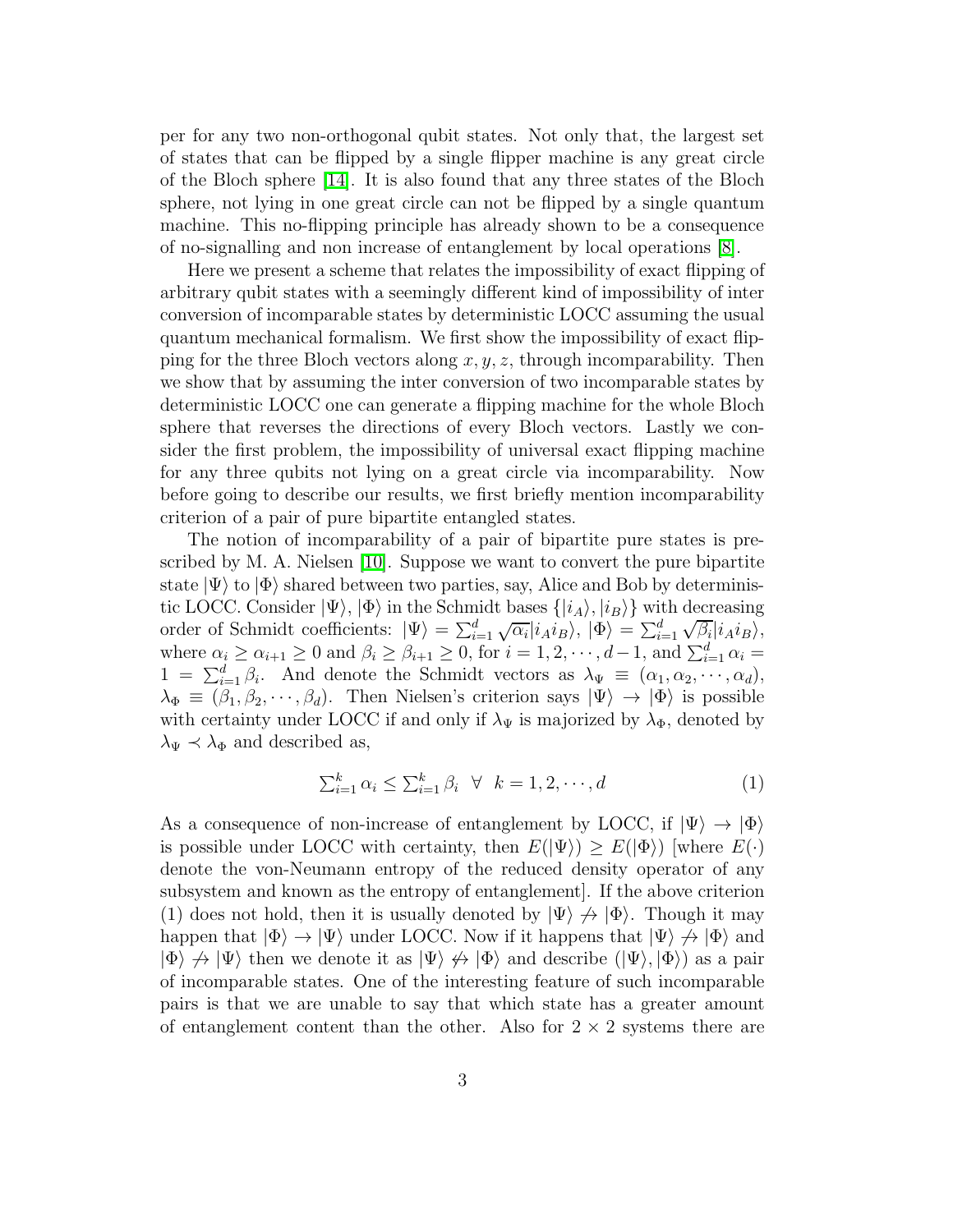per for any two non-orthogonal qubit states. Not only that, the largest set of states that can be flipped by a single flipper machine is any great circle of the Bloch sphere [14]. It is also found that any three states of the Bloch sphere, not lying in one great circle can not be flipped by a single quantum machine. This no-flipping principle has already shown to be a consequence of no-signalling and non increase of entanglement by local operations [8].

Here we present a scheme that relates the impossibility of exact flipping of arbitrary qubit states with a seemingly different kind of impossibility of inter conversion of incomparable states by deterministic LOCC assuming the usual quantum mechanical formalism. We first show the impossibility of exact flipping for the three Bloch vectors along $x, y, z$, through incomparability. Then we show that by assuming the inter conversion of two incomparable states by deterministic LOCC one can generate a flipping machine for the whole Bloch sphere that reverses the directions of every Bloch vectors. Lastly we consider the first problem, the impossibility of universal exact flipping machine for any three qubits not lying on a great circle via incomparability. Now before going to describe our results, we first briefly mention incomparability criterion of a pair of pure bipartite entangled states.

The notion of incomparability of a pair of bipartite pure states is prescribed by M. A. Nielsen [10]. Suppose we want to convert the pure bipartite state $|\Psi\rangle$ to $|\Phi\rangle$ shared between two parties, say, Alice and Bob by deterministic LOCC. Consider $|\Psi\rangle$, $|\Phi\rangle$ in the Schmidt bases $\{|i_A\rangle, |i_B\rangle\}$ with decreasing order of Schmidt coefficients: $|\Psi\rangle = \sum_{i=1}^{d} \sqrt{\alpha_i}|i_A i_B\rangle$, $|\Phi\rangle = \sum_{i=1}^{d} \sqrt{\beta_i}|i_A i_B\rangle$, where $\alpha_i \geq \alpha_{i+1} \geq 0$ and $\beta_i \geq \beta_{i+1} \geq 0$, for $i = 1, 2, \cdots, d-1$, and $\sum_{i=1}^{d} \alpha_i = 1 = \sum_{i=1}^{d} \beta_i$. And denote the Schmidt vectors as $\lambda_\Psi \equiv (\alpha_1, \alpha_2, \cdots, \alpha_d)$, $\lambda_\Phi \equiv (\beta_1, \beta_2, \cdots, \beta_d)$. Then Nielsen's criterion says $|\Psi\rangle \to |\Phi\rangle$ is possible with certainty under LOCC if and only if $\lambda_\Psi$ is majorized by $\lambda_\Phi$, denoted by $\lambda_\Psi \prec \lambda_\Phi$ and described as,

$$\sum_{i=1}^{k} \alpha_i \leq \sum_{i=1}^{k} \beta_i \quad \forall \quad k = 1, 2, \cdots, d \tag{1}$$

As a consequence of non-increase of entanglement by LOCC, if $|\Psi\rangle \to |\Phi\rangle$ is possible under LOCC with certainty, then $E(|\Psi\rangle) \geq E(|\Phi\rangle)$ [where $E(\cdot)$ denote the von-Neumann entropy of the reduced density operator of any subsystem and known as the entropy of entanglement]. If the above criterion (1) does not hold, then it is usually denoted by $|\Psi\rangle \not\to |\Phi\rangle$. Though it may happen that $|\Phi\rangle \to |\Psi\rangle$ under LOCC. Now if it happens that $|\Psi\rangle \not\to |\Phi\rangle$ and $|\Phi\rangle \not\to |\Psi\rangle$ then we denote it as $|\Psi\rangle \not\leftrightarrow |\Phi\rangle$ and describe $(|\Psi\rangle, |\Phi\rangle)$ as a pair of incomparable states. One of the interesting feature of such incomparable pairs is that we are unable to say that which state has a greater amount of entanglement content than the other. Also for $2 \times 2$ systems there are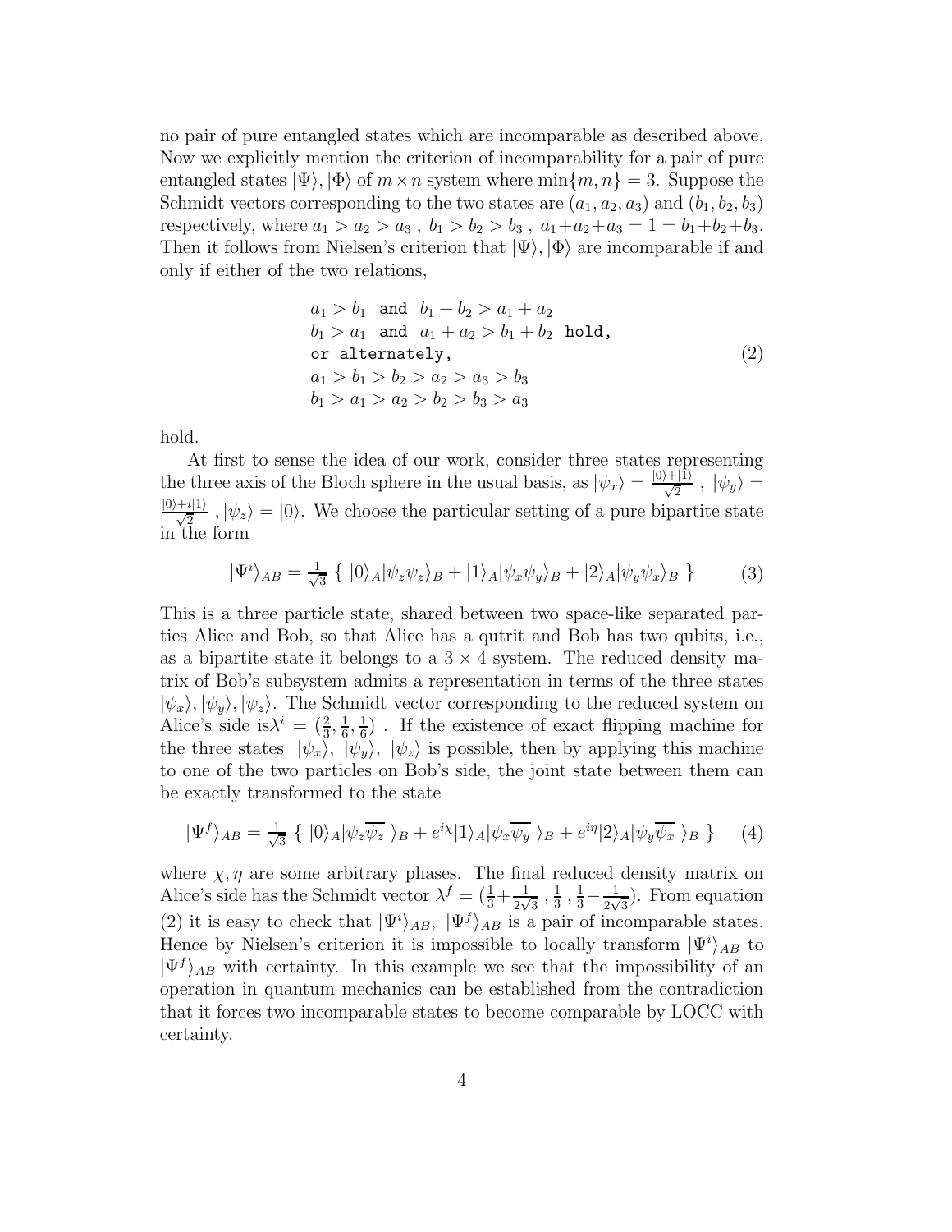no pair of pure entangled states which are incomparable as described above. Now we explicitly mention the criterion of incomparability for a pair of pure entangled states $|\Psi\rangle, |\Phi\rangle$ of $m \times n$ system where $\min\{m, n\} = 3$. Suppose the Schmidt vectors corresponding to the two states are $(a_1, a_2, a_3)$ and $(b_1, b_2, b_3)$ respectively, where $a_1 > a_2 > a_3$ , $b_1 > b_2 > b_3$ , $a_1 + a_2 + a_3 = 1 = b_1 + b_2 + b_3$. Then it follows from Nielsen's criterion that $|\Psi\rangle, |\Phi\rangle$ are incomparable if and only if either of the two relations,

$$
\begin{array}{l}
a_1 > b_1 \ \ \texttt{and} \ \ b_1 + b_2 > a_1 + a_2 \\
b_1 > a_1 \ \ \texttt{and} \ \ a_1 + a_2 > b_1 + b_2 \ \ \texttt{hold,} \\
\texttt{or alternately,} \\
a_1 > b_1 > b_2 > a_2 > a_3 > b_3 \\
b_1 > a_1 > a_2 > b_2 > b_3 > a_3
\end{array}
\qquad (2)
$$

hold.

At first to sense the idea of our work, consider three states representing the three axis of the Bloch sphere in the usual basis, as $|\psi_x\rangle = \frac{|0\rangle + |1\rangle}{\sqrt{2}}$ , $|\psi_y\rangle = \frac{|0\rangle + i|1\rangle}{\sqrt{2}}$ , $|\psi_z\rangle = |0\rangle$. We choose the particular setting of a pure bipartite state in the form

$$
|\Psi^i\rangle_{AB} = \tfrac{1}{\sqrt{3}} \ \{ \ |0\rangle_A |\psi_z \psi_z\rangle_B + |1\rangle_A |\psi_x \psi_y\rangle_B + |2\rangle_A |\psi_y \psi_x\rangle_B \ \} \qquad (3)
$$

This is a three particle state, shared between two space-like separated parties Alice and Bob, so that Alice has a qutrit and Bob has two qubits, i.e., as a bipartite state it belongs to a $3 \times 4$ system. The reduced density matrix of Bob's subsystem admits a representation in terms of the three states $|\psi_x\rangle, |\psi_y\rangle, |\psi_z\rangle$. The Schmidt vector corresponding to the reduced system on Alice's side is$\lambda^i = (\frac{2}{3}, \frac{1}{6}, \frac{1}{6})$ . If the existence of exact flipping machine for the three states $|\psi_x\rangle$, $|\psi_y\rangle$, $|\psi_z\rangle$ is possible, then by applying this machine to one of the two particles on Bob's side, the joint state between them can be exactly transformed to the state

$$
|\Psi^f\rangle_{AB} = \tfrac{1}{\sqrt{3}} \ \{ \ |0\rangle_A |\psi_z \overline{\psi_z} \ \rangle_B + e^{i\chi} |1\rangle_A |\psi_x \overline{\psi_y} \ \rangle_B + e^{i\eta} |2\rangle_A |\psi_y \overline{\psi_x} \ \rangle_B \ \} \qquad (4)
$$

where $\chi, \eta$ are some arbitrary phases. The final reduced density matrix on Alice's side has the Schmidt vector $\lambda^f = (\frac{1}{3} + \frac{1}{2\sqrt{3}} , \frac{1}{3} , \frac{1}{3} - \frac{1}{2\sqrt{3}})$. From equation (2) it is easy to check that $|\Psi^i\rangle_{AB}$, $|\Psi^f\rangle_{AB}$ is a pair of incomparable states. Hence by Nielsen's criterion it is impossible to locally transform $|\Psi^i\rangle_{AB}$ to $|\Psi^f\rangle_{AB}$ with certainty. In this example we see that the impossibility of an operation in quantum mechanics can be established from the contradiction that it forces two incomparable states to become comparable by LOCC with certainty.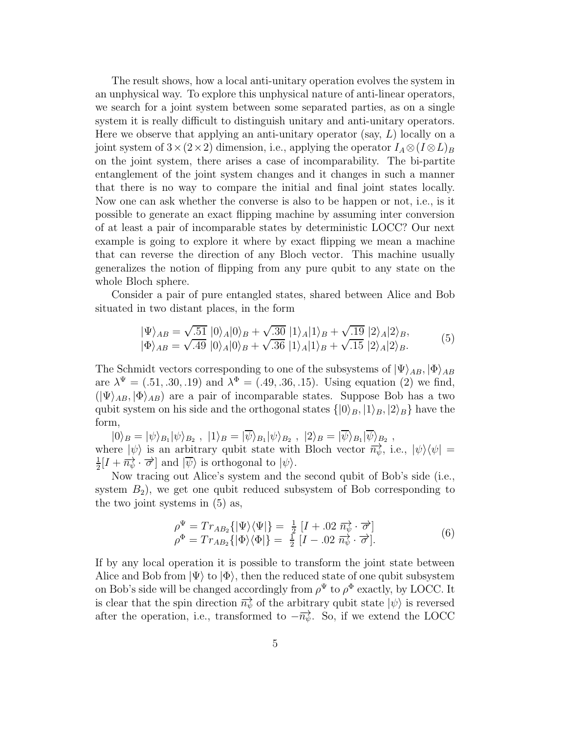The result shows, how a local anti-unitary operation evolves the system in an unphysical way. To explore this unphysical nature of anti-linear operators, we search for a joint system between some separated parties, as on a single system it is really difficult to distinguish unitary and anti-unitary operators. Here we observe that applying an anti-unitary operator (say, $L$) locally on a joint system of $3 \times (2 \times 2)$ dimension, i.e., applying the operator $I_A \otimes (I \otimes L)_B$ on the joint system, there arises a case of incomparability. The bi-partite entanglement of the joint system changes and it changes in such a manner that there is no way to compare the initial and final joint states locally. Now one can ask whether the converse is also to be happen or not, i.e., is it possible to generate an exact flipping machine by assuming inter conversion of at least a pair of incomparable states by deterministic LOCC? Our next example is going to explore it where by exact flipping we mean a machine that can reverse the direction of any Bloch vector. This machine usually generalizes the notion of flipping from any pure qubit to any state on the whole Bloch sphere.

Consider a pair of pure entangled states, shared between Alice and Bob situated in two distant places, in the form

$$
\begin{array}{l}
|\Psi\rangle_{AB} = \sqrt{.51}\ |0\rangle_A|0\rangle_B + \sqrt{.30}\ |1\rangle_A|1\rangle_B + \sqrt{.19}\ |2\rangle_A|2\rangle_B, \\
|\Phi\rangle_{AB} = \sqrt{.49}\ |0\rangle_A|0\rangle_B + \sqrt{.36}\ |1\rangle_A|1\rangle_B + \sqrt{.15}\ |2\rangle_A|2\rangle_B.
\end{array}
\tag{5}
$$

The Schmidt vectors corresponding to one of the subsystems of $|\Psi\rangle_{AB}, |\Phi\rangle_{AB}$ are $\lambda^{\Psi} = (.51, .30, .19)$ and $\lambda^{\Phi} = (.49, .36, .15)$. Using equation (2) we find, $(|\Psi\rangle_{AB}, |\Phi\rangle_{AB})$ are a pair of incomparable states. Suppose Bob has a two qubit system on his side and the orthogonal states $\{|0\rangle_B, |1\rangle_B, |2\rangle_B\}$ have the form,

$|0\rangle_B = |\psi\rangle_{B_1}|\psi\rangle_{B_2}$ , $|1\rangle_B = |\overline{\psi}\rangle_{B_1}|\psi\rangle_{B_2}$ , $|2\rangle_B = |\overline{\psi}\rangle_{B_1}|\overline{\psi}\rangle_{B_2}$ ,
where $|\psi\rangle$ is an arbitrary qubit state with Bloch vector $\overrightarrow{n_\psi}$, i.e., $|\psi\rangle\langle\psi| = \frac{1}{2}[I + \overrightarrow{n_\psi} \cdot \overrightarrow{\sigma}]$ and $|\overline{\psi}\rangle$ is orthogonal to $|\psi\rangle$.

Now tracing out Alice's system and the second qubit of Bob's side (i.e., system $B_2$), we get one qubit reduced subsystem of Bob corresponding to the two joint systems in (5) as,

$$
\begin{array}{l}
\rho^{\Psi} = Tr_{AB_2}\{|\Psi\rangle\langle\Psi|\} = \ \frac{1}{2}\ [I + .02\ \overrightarrow{n_\psi} \cdot \overrightarrow{\sigma}] \\
\rho^{\Phi} = Tr_{AB_2}\{|\Phi\rangle\langle\Phi|\} = \ \frac{1}{2}\ [I - .02\ \overrightarrow{n_\psi} \cdot \overrightarrow{\sigma}].
\end{array}
\tag{6}
$$

If by any local operation it is possible to transform the joint state between Alice and Bob from $|\Psi\rangle$ to $|\Phi\rangle$, then the reduced state of one qubit subsystem on Bob's side will be changed accordingly from $\rho^{\Psi}$ to $\rho^{\Phi}$ exactly, by LOCC. It is clear that the spin direction $\overrightarrow{n_\psi}$ of the arbitrary qubit state $|\psi\rangle$ is reversed after the operation, i.e., transformed to $-\overrightarrow{n_\psi}$. So, if we extend the LOCC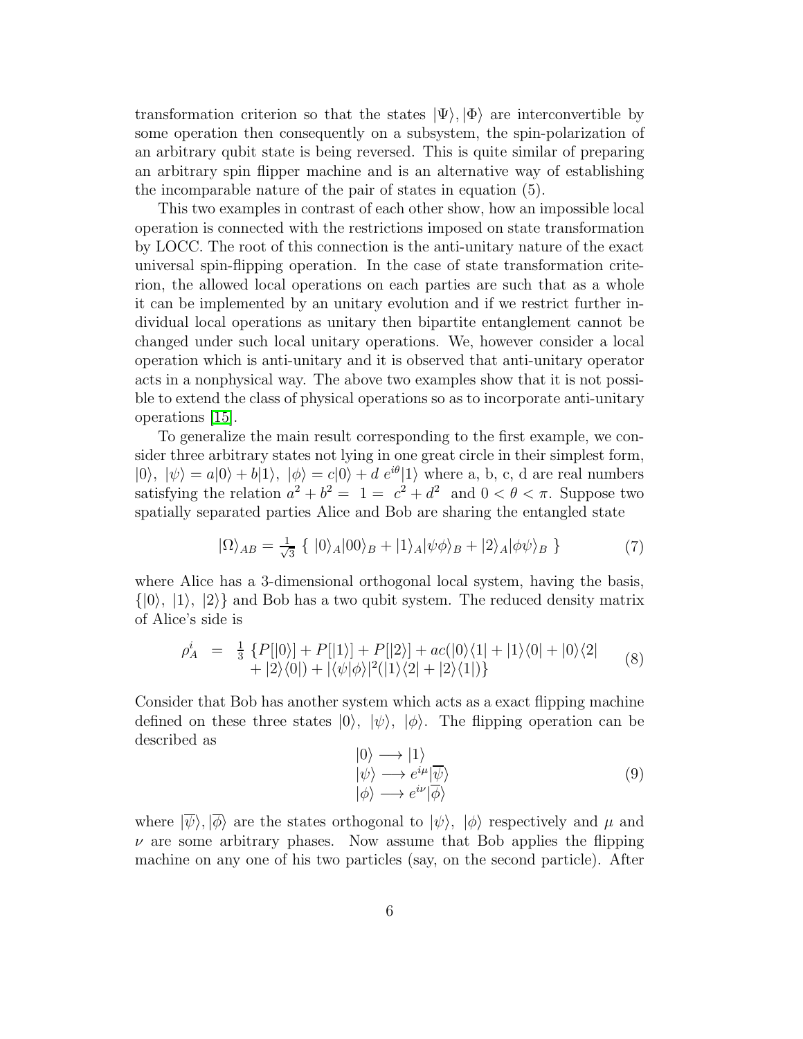transformation criterion so that the states $|\Psi\rangle, |\Phi\rangle$ are interconvertible by some operation then consequently on a subsystem, the spin-polarization of an arbitrary qubit state is being reversed. This is quite similar of preparing an arbitrary spin flipper machine and is an alternative way of establishing the incomparable nature of the pair of states in equation (5).

This two examples in contrast of each other show, how an impossible local operation is connected with the restrictions imposed on state transformation by LOCC. The root of this connection is the anti-unitary nature of the exact universal spin-flipping operation. In the case of state transformation criterion, the allowed local operations on each parties are such that as a whole it can be implemented by an unitary evolution and if we restrict further individual local operations as unitary then bipartite entanglement cannot be changed under such local unitary operations. We, however consider a local operation which is anti-unitary and it is observed that anti-unitary operator acts in a nonphysical way. The above two examples show that it is not possible to extend the class of physical operations so as to incorporate anti-unitary operations [15].

To generalize the main result corresponding to the first example, we consider three arbitrary states not lying in one great circle in their simplest form, $|0\rangle,\ |\psi\rangle = a|0\rangle + b|1\rangle,\ |\phi\rangle = c|0\rangle + d\ e^{i\theta}|1\rangle$ where a, b, c, d are real numbers satisfying the relation $a^2 + b^2 = 1 = c^2 + d^2$ and $0 < \theta < \pi$. Suppose two spatially separated parties Alice and Bob are sharing the entangled state

$$|\Omega\rangle_{AB} = \tfrac{1}{\sqrt{3}}\ \{\ |0\rangle_A|00\rangle_B + |1\rangle_A|\psi\phi\rangle_B + |2\rangle_A|\phi\psi\rangle_B\ \} \tag{7}$$

where Alice has a 3-dimensional orthogonal local system, having the basis, $\{|0\rangle,\ |1\rangle,\ |2\rangle\}$ and Bob has a two qubit system. The reduced density matrix of Alice's side is

$$\begin{aligned}\rho_A^i \ &= \ \tfrac{1}{3}\ \{P[|0\rangle] + P[|1\rangle] + P[|2\rangle] + ac(|0\rangle\langle 1| + |1\rangle\langle 0| + |0\rangle\langle 2| \\ &\quad + |2\rangle\langle 0|) + |\langle\psi|\phi\rangle|^2(|1\rangle\langle 2| + |2\rangle\langle 1|)\}\end{aligned} \tag{8}$$

Consider that Bob has another system which acts as a exact flipping machine defined on these three states $|0\rangle,\ |\psi\rangle,\ |\phi\rangle$. The flipping operation can be described as

$$\begin{aligned}|0\rangle &\longrightarrow |1\rangle \\ |\psi\rangle &\longrightarrow e^{i\mu}|\overline{\psi}\rangle \\ |\phi\rangle &\longrightarrow e^{i\nu}|\overline{\phi}\rangle\end{aligned} \tag{9}$$

where $|\overline{\psi}\rangle, |\overline{\phi}\rangle$ are the states orthogonal to $|\psi\rangle,\ |\phi\rangle$ respectively and $\mu$ and $\nu$ are some arbitrary phases. Now assume that Bob applies the flipping machine on any one of his two particles (say, on the second particle). After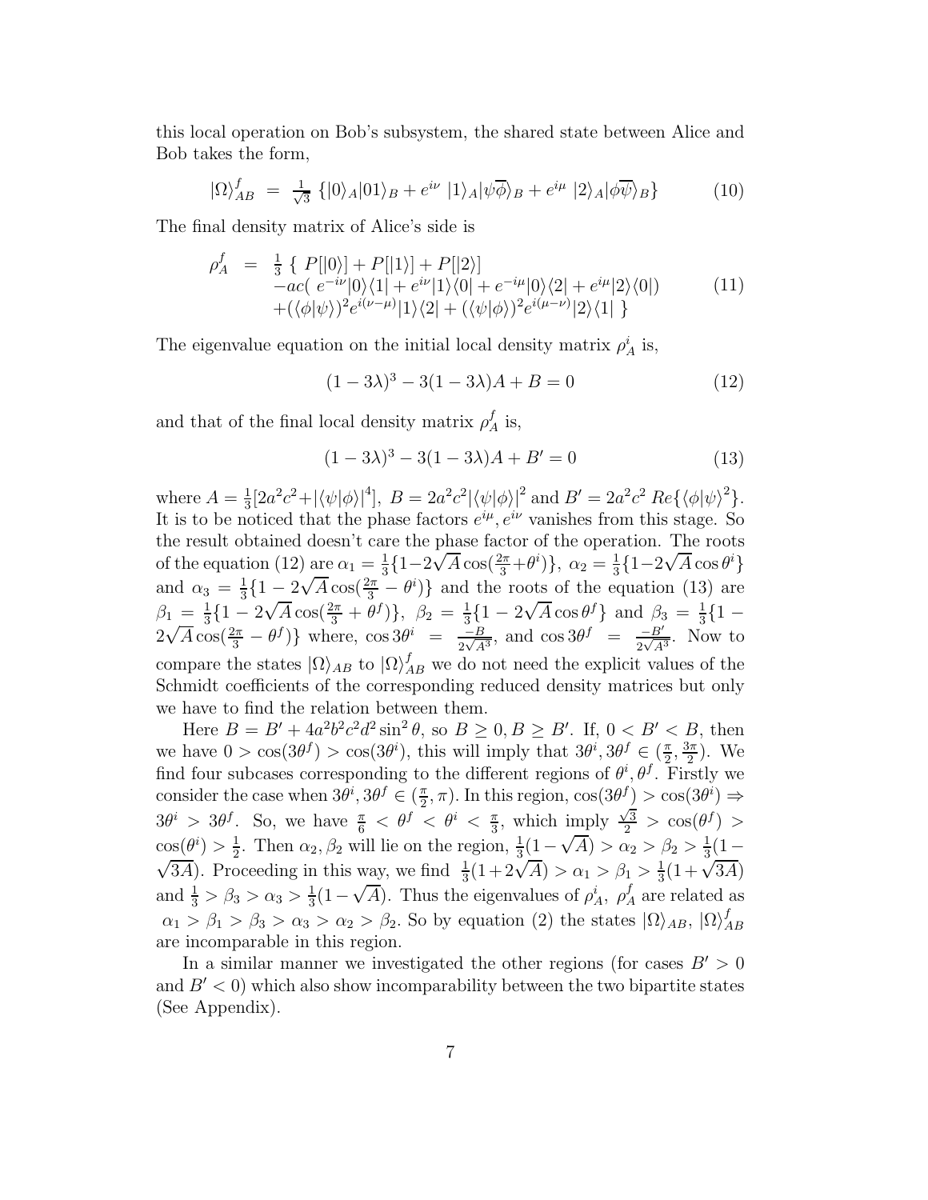this local operation on Bob's subsystem, the shared state between Alice and Bob takes the form,

$$|\Omega\rangle_{AB}^{f} \;=\; \tfrac{1}{\sqrt{3}}\;\{|0\rangle_A|01\rangle_B + e^{i\nu}\;|1\rangle_A|\psi\overline{\phi}\rangle_B + e^{i\mu}\;|2\rangle_A|\phi\overline{\psi}\rangle_B\} \tag{10}$$

The final density matrix of Alice's side is

$$\begin{array}{rcl}\rho_A^f &=& \frac{1}{3}\;\{\;P[|0\rangle] + P[|1\rangle] + P[|2\rangle] \\ && -ac(\;e^{-i\nu}|0\rangle\langle 1| + e^{i\nu}|1\rangle\langle 0| + e^{-i\mu}|0\rangle\langle 2| + e^{i\mu}|2\rangle\langle 0|) \\ && +(\langle\phi|\psi\rangle)^2 e^{i(\nu-\mu)}|1\rangle\langle 2| + (\langle\psi|\phi\rangle)^2 e^{i(\mu-\nu)}|2\rangle\langle 1|\;\}\end{array} \tag{11}$$

The eigenvalue equation on the initial local density matrix $\rho_A^i$ is,

$$(1-3\lambda)^3 - 3(1-3\lambda)A + B = 0 \tag{12}$$

and that of the final local density matrix $\rho_A^f$ is,

$$(1-3\lambda)^3 - 3(1-3\lambda)A + B' = 0 \tag{13}$$

where $A = \frac{1}{3}[2a^2c^2 + |\langle\psi|\phi\rangle|^4]$, $B = 2a^2c^2|\langle\psi|\phi\rangle|^2$ and $B' = 2a^2c^2\, Re\{\langle\phi|\psi\rangle^2\}$. It is to be noticed that the phase factors $e^{i\mu}, e^{i\nu}$ vanishes from this stage. So the result obtained doesn't care the phase factor of the operation. The roots of the equation (12) are $\alpha_1 = \frac{1}{3}\{1-2\sqrt{A}\cos(\frac{2\pi}{3}+\theta^i)\}$, $\alpha_2 = \frac{1}{3}\{1-2\sqrt{A}\cos\theta^i\}$ and $\alpha_3 = \frac{1}{3}\{1-2\sqrt{A}\cos(\frac{2\pi}{3}-\theta^i)\}$ and the roots of the equation (13) are $\beta_1 = \frac{1}{3}\{1-2\sqrt{A}\cos(\frac{2\pi}{3}+\theta^f)\}$, $\beta_2 = \frac{1}{3}\{1-2\sqrt{A}\cos\theta^f\}$ and $\beta_3 = \frac{1}{3}\{1-2\sqrt{A}\cos(\frac{2\pi}{3}-\theta^f)\}$ where, $\cos 3\theta^i \;=\; \frac{-B}{2\sqrt{A^3}}$, and $\cos 3\theta^f \;=\; \frac{-B'}{2\sqrt{A^3}}$. Now to compare the states $|\Omega\rangle_{AB}$ to $|\Omega\rangle_{AB}^f$ we do not need the explicit values of the Schmidt coefficients of the corresponding reduced density matrices but only we have to find the relation between them.

Here $B = B' + 4a^2b^2c^2d^2\sin^2\theta$, so $B \geq 0, B \geq B'$. If, $0 < B' < B$, then we have $0 > \cos(3\theta^f) > \cos(3\theta^i)$, this will imply that $3\theta^i, 3\theta^f \in (\frac{\pi}{2}, \frac{3\pi}{2})$. We find four subcases corresponding to the different regions of $\theta^i, \theta^f$. Firstly we consider the case when $3\theta^i, 3\theta^f \in (\frac{\pi}{2}, \pi)$. In this region, $\cos(3\theta^f) > \cos(3\theta^i) \Rightarrow 3\theta^i > 3\theta^f$. So, we have $\frac{\pi}{6} < \theta^f < \theta^i < \frac{\pi}{3}$, which imply $\frac{\sqrt{3}}{2} > \cos(\theta^f) > \cos(\theta^i) > \frac{1}{2}$. Then $\alpha_2, \beta_2$ will lie on the region, $\frac{1}{3}(1-\sqrt{A}) > \alpha_2 > \beta_2 > \frac{1}{3}(1-\sqrt{3A})$. Proceeding in this way, we find $\frac{1}{3}(1+2\sqrt{A}) > \alpha_1 > \beta_1 > \frac{1}{3}(1+\sqrt{3A})$ and $\frac{1}{3} > \beta_3 > \alpha_3 > \frac{1}{3}(1-\sqrt{A})$. Thus the eigenvalues of $\rho_A^i$, $\rho_A^f$ are related as $\alpha_1 > \beta_1 > \beta_3 > \alpha_3 > \alpha_2 > \beta_2$. So by equation (2) the states $|\Omega\rangle_{AB}$, $|\Omega\rangle_{AB}^f$ are incomparable in this region.

In a similar manner we investigated the other regions (for cases $B' > 0$ and $B' < 0$) which also show incomparability between the two bipartite states (See Appendix).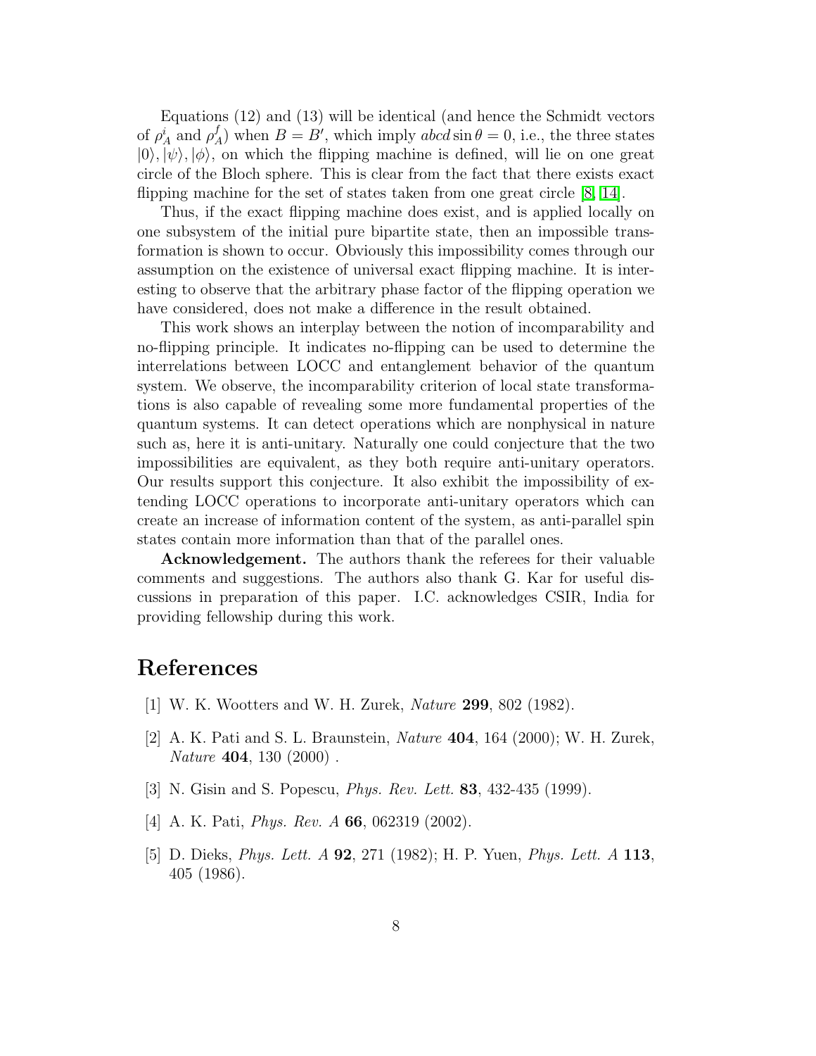Equations (12) and (13) will be identical (and hence the Schmidt vectors of $\rho_A^i$ and $\rho_A^f$) when $B = B'$, which imply $abcd \sin\theta = 0$, i.e., the three states $|0\rangle, |\psi\rangle, |\phi\rangle$, on which the flipping machine is defined, will lie on one great circle of the Bloch sphere. This is clear from the fact that there exists exact flipping machine for the set of states taken from one great circle [8, 14].

Thus, if the exact flipping machine does exist, and is applied locally on one subsystem of the initial pure bipartite state, then an impossible transformation is shown to occur. Obviously this impossibility comes through our assumption on the existence of universal exact flipping machine. It is interesting to observe that the arbitrary phase factor of the flipping operation we have considered, does not make a difference in the result obtained.

This work shows an interplay between the notion of incomparability and no-flipping principle. It indicates no-flipping can be used to determine the interrelations between LOCC and entanglement behavior of the quantum system. We observe, the incomparability criterion of local state transformations is also capable of revealing some more fundamental properties of the quantum systems. It can detect operations which are nonphysical in nature such as, here it is anti-unitary. Naturally one could conjecture that the two impossibilities are equivalent, as they both require anti-unitary operators. Our results support this conjecture. It also exhibit the impossibility of extending LOCC operations to incorporate anti-unitary operators which can create an increase of information content of the system, as anti-parallel spin states contain more information than that of the parallel ones.

**Acknowledgement.** The authors thank the referees for their valuable comments and suggestions. The authors also thank G. Kar for useful discussions in preparation of this paper. I.C. acknowledges CSIR, India for providing fellowship during this work.

# References

[1] W. K. Wootters and W. H. Zurek, *Nature* **299**, 802 (1982).

[2] A. K. Pati and S. L. Braunstein, *Nature* **404**, 164 (2000); W. H. Zurek, *Nature* **404**, 130 (2000) .

[3] N. Gisin and S. Popescu, *Phys. Rev. Lett.* **83**, 432-435 (1999).

[4] A. K. Pati, *Phys. Rev. A* **66**, 062319 (2002).

[5] D. Dieks, *Phys. Lett. A* **92**, 271 (1982); H. P. Yuen, *Phys. Lett. A* **113**, 405 (1986).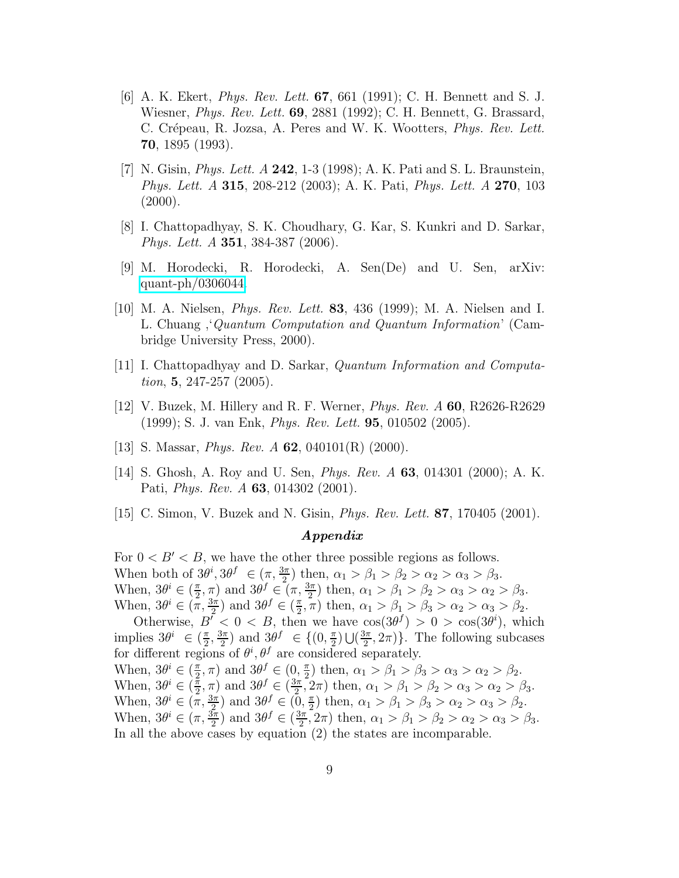[6] A. K. Ekert, *Phys. Rev. Lett.* **67**, 661 (1991); C. H. Bennett and S. J. Wiesner, *Phys. Rev. Lett.* **69**, 2881 (1992); C. H. Bennett, G. Brassard, C. Crépeau, R. Jozsa, A. Peres and W. K. Wootters, *Phys. Rev. Lett.* **70**, 1895 (1993).

[7] N. Gisin, *Phys. Lett. A* **242**, 1-3 (1998); A. K. Pati and S. L. Braunstein, *Phys. Lett. A* **315**, 208-212 (2003); A. K. Pati, *Phys. Lett. A* **270**, 103 (2000).

[8] I. Chattopadhyay, S. K. Choudhary, G. Kar, S. Kunkri and D. Sarkar, *Phys. Lett. A* **351**, 384-387 (2006).

[9] M. Horodecki, R. Horodecki, A. Sen(De) and U. Sen, arXiv: quant-ph/0306044.

[10] M. A. Nielsen, *Phys. Rev. Lett.* **83**, 436 (1999); M. A. Nielsen and I. L. Chuang ,'*Quantum Computation and Quantum Information*' (Cambridge University Press, 2000).

[11] I. Chattopadhyay and D. Sarkar, *Quantum Information and Computation*, **5**, 247-257 (2005).

[12] V. Buzek, M. Hillery and R. F. Werner, *Phys. Rev. A* **60**, R2626-R2629 (1999); S. J. van Enk, *Phys. Rev. Lett.* **95**, 010502 (2005).

[13] S. Massar, *Phys. Rev. A* **62**, 040101(R) (2000).

[14] S. Ghosh, A. Roy and U. Sen, *Phys. Rev. A* **63**, 014301 (2000); A. K. Pati, *Phys. Rev. A* **63**, 014302 (2001).

[15] C. Simon, V. Buzek and N. Gisin, *Phys. Rev. Lett.* **87**, 170405 (2001).

## *Appendix*

For $0 < B' < B$, we have the other three possible regions as follows.
When both of $3\theta^i, 3\theta^f \in (\pi, \frac{3\pi}{2})$ then, $\alpha_1 > \beta_1 > \beta_2 > \alpha_2 > \alpha_3 > \beta_3$.
When, $3\theta^i \in (\frac{\pi}{2}, \pi)$ and $3\theta^f \in (\pi, \frac{3\pi}{2})$ then, $\alpha_1 > \beta_1 > \beta_2 > \alpha_3 > \alpha_2 > \beta_3$.
When, $3\theta^i \in (\pi, \frac{3\pi}{2})$ and $3\theta^f \in (\frac{\pi}{2}, \pi)$ then, $\alpha_1 > \beta_1 > \beta_3 > \alpha_2 > \alpha_3 > \beta_2$.

Otherwise, $B' < 0 < B$, then we have $\cos(3\theta^f) > 0 > \cos(3\theta^i)$, which implies $3\theta^i \in (\frac{\pi}{2}, \frac{3\pi}{2})$ and $3\theta^f \in \{(0, \frac{\pi}{2}) \bigcup (\frac{3\pi}{2}, 2\pi)\}$. The following subcases for different regions of $\theta^i, \theta^f$ are considered separately.
When, $3\theta^i \in (\frac{\pi}{2}, \pi)$ and $3\theta^f \in (0, \frac{\pi}{2})$ then, $\alpha_1 > \beta_1 > \beta_3 > \alpha_3 > \alpha_2 > \beta_2$.
When, $3\theta^i \in (\frac{\pi}{2}, \pi)$ and $3\theta^f \in (\frac{3\pi}{2}, 2\pi)$ then, $\alpha_1 > \beta_1 > \beta_2 > \alpha_3 > \alpha_2 > \beta_3$.
When, $3\theta^i \in (\pi, \frac{3\pi}{2})$ and $3\theta^f \in (0, \frac{\pi}{2})$ then, $\alpha_1 > \beta_1 > \beta_3 > \alpha_2 > \alpha_3 > \beta_2$.
When, $3\theta^i \in (\pi, \frac{3\pi}{2})$ and $3\theta^f \in (\frac{3\pi}{2}, 2\pi)$ then, $\alpha_1 > \beta_1 > \beta_2 > \alpha_2 > \alpha_3 > \beta_3$.
In all the above cases by equation (2) the states are incomparable.